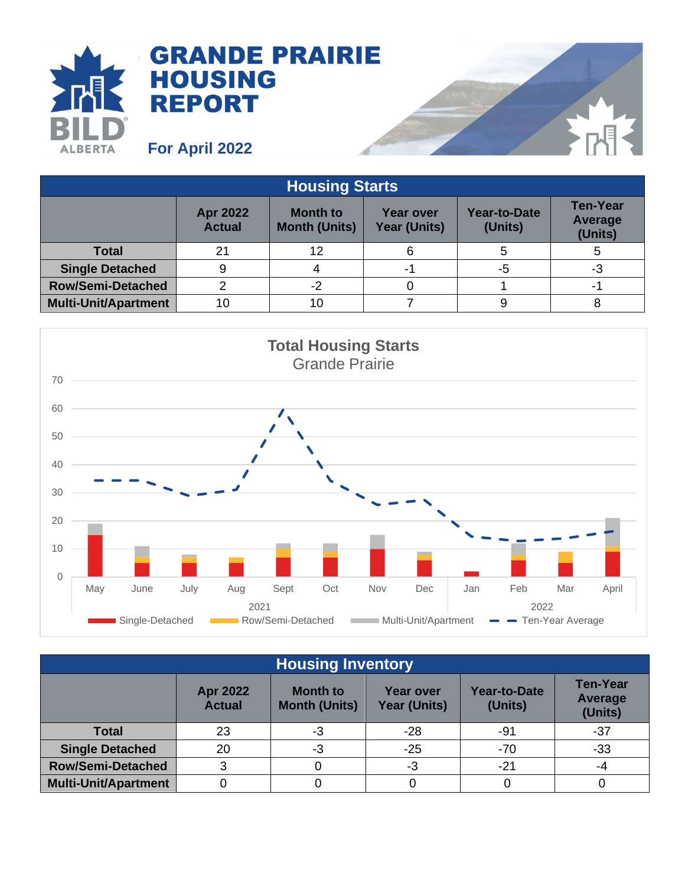# GRANDE PRAIRIE HOUSING REPORT

**For April 2022**

| Housing Starts | | | | | |
|---|---|---|---|---|---|
| | Apr 2022 Actual | Month to Month (Units) | Year over Year (Units) | Year-to-Date (Units) | Ten-Year Average (Units) |
| **Total** | 21 | 12 | 6 | 5 | 5 |
| **Single Detached** | 9 | 4 | -1 | -5 | -3 |
| **Row/Semi-Detached** | 2 | -2 | 0 | 1 | -1 |
| **Multi-Unit/Apartment** | 10 | 10 | 7 | 9 | 8 |

**Total Housing Starts**
Grande Prairie

| Housing Inventory | | | | | |
|---|---|---|---|---|---|
| | Apr 2022 Actual | Month to Month (Units) | Year over Year (Units) | Year-to-Date (Units) | Ten-Year Average (Units) |
| **Total** | 23 | -3 | -28 | -91 | -37 |
| **Single Detached** | 20 | -3 | -25 | -70 | -33 |
| **Row/Semi-Detached** | 3 | 0 | -3 | -21 | -4 |
| **Multi-Unit/Apartment** | 0 | 0 | 0 | 0 | 0 |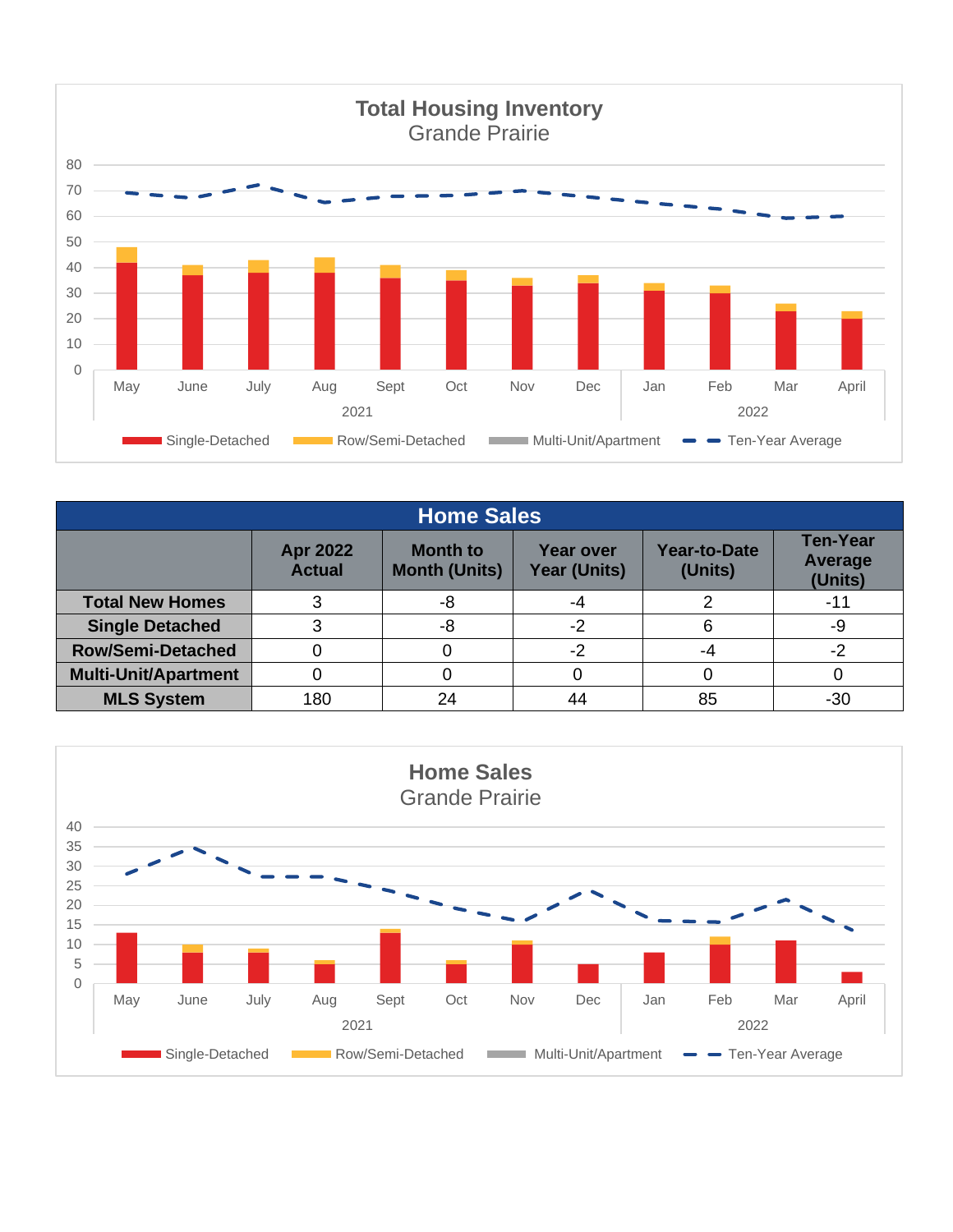**Total Housing Inventory**
Grande Prairie

Single-Detached | Row/Semi-Detached | Multi-Unit/Apartment | Ten-Year Average

| Home Sales | | | | | |
|---|---|---|---|---|---|
| | Apr 2022 Actual | Month to Month (Units) | Year over Year (Units) | Year-to-Date (Units) | Ten-Year Average (Units) |
| Total New Homes | 3 | -8 | -4 | 2 | -11 |
| Single Detached | 3 | -8 | -2 | 6 | -9 |
| Row/Semi-Detached | 0 | 0 | -2 | -4 | -2 |
| Multi-Unit/Apartment | 0 | 0 | 0 | 0 | 0 |
| MLS System | 180 | 24 | 44 | 85 | -30 |

**Home Sales**
Grande Prairie

Single-Detached | Row/Semi-Detached | Multi-Unit/Apartment | Ten-Year Average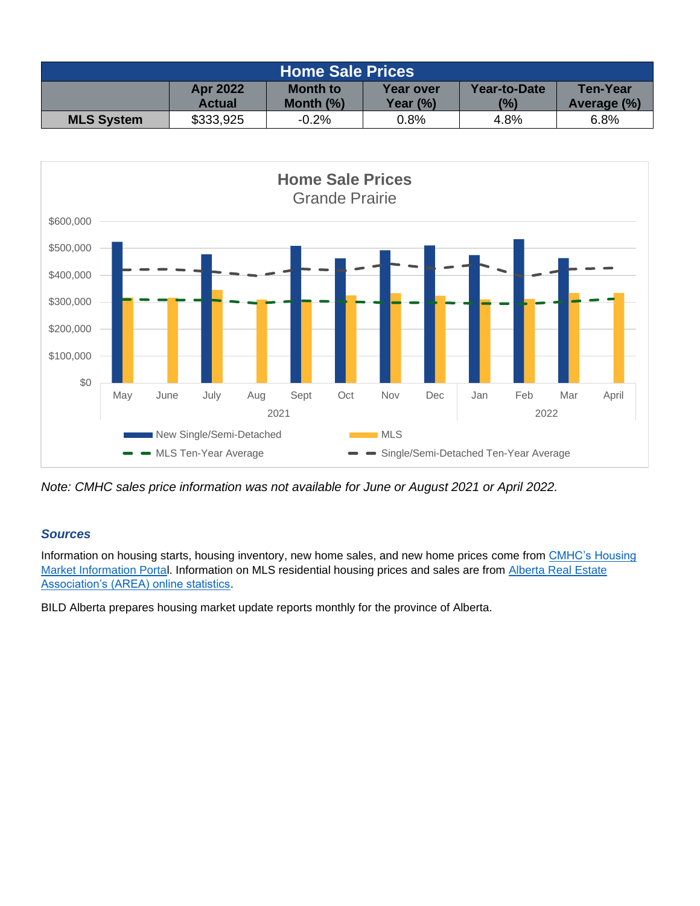| Home Sale Prices | | | | | |
|---|---|---|---|---|---|
| | **Apr 2022 Actual** | **Month to Month (%)** | **Year over Year (%)** | **Year-to-Date (%)** | **Ten-Year Average (%)** |
| **MLS System** | $333,925 | -0.2% | 0.8% | 4.8% | 6.8% |

Home Sale Prices
Grande Prairie

$600,000
$500,000
$400,000
$300,000
$200,000
$100,000
$0

May June July Aug Sept Oct Nov Dec Jan Feb Mar April
2021 2022

New Single/Semi-Detached
MLS
MLS Ten-Year Average
Single/Semi-Detached Ten-Year Average

*Note: CMHC sales price information was not available for June or August 2021 or April 2022.*

### *Sources*

Information on housing starts, housing inventory, new home sales, and new home prices come from CMHC's Housing Market Information Portal. Information on MLS residential housing prices and sales are from Alberta Real Estate Association's (AREA) online statistics.

BILD Alberta prepares housing market update reports monthly for the province of Alberta.